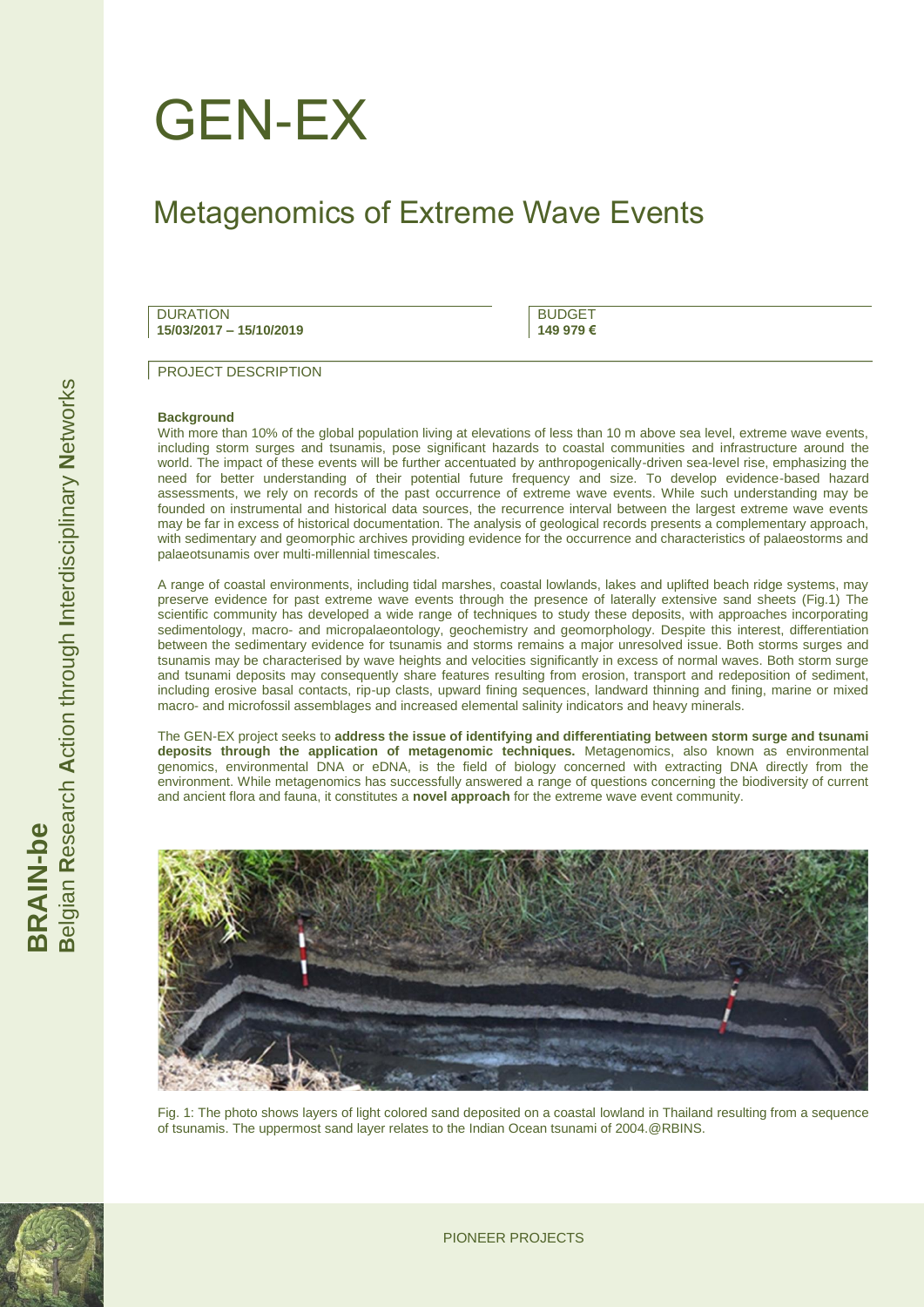# GEN-EX

## Metagenomics of Extreme Wave Events

DURATION
**15/03/2017 – 15/10/2019**

BUDGET
**149 979 €**

PROJECT DESCRIPTION

### Background

With more than 10% of the global population living at elevations of less than 10 m above sea level, extreme wave events, including storm surges and tsunamis, pose significant hazards to coastal communities and infrastructure around the world. The impact of these events will be further accentuated by anthropogenically-driven sea-level rise, emphasizing the need for better understanding of their potential future frequency and size. To develop evidence-based hazard assessments, we rely on records of the past occurrence of extreme wave events. While such understanding may be founded on instrumental and historical data sources, the recurrence interval between the largest extreme wave events may be far in excess of historical documentation. The analysis of geological records presents a complementary approach, with sedimentary and geomorphic archives providing evidence for the occurrence and characteristics of palaeostorms and palaeotsunamis over multi-millennial timescales.

A range of coastal environments, including tidal marshes, coastal lowlands, lakes and uplifted beach ridge systems, may preserve evidence for past extreme wave events through the presence of laterally extensive sand sheets (Fig.1) The scientific community has developed a wide range of techniques to study these deposits, with approaches incorporating sedimentology, macro- and micropalaeontology, geochemistry and geomorphology. Despite this interest, differentiation between the sedimentary evidence for tsunamis and storms remains a major unresolved issue. Both storms surges and tsunamis may be characterised by wave heights and velocities significantly in excess of normal waves. Both storm surge and tsunami deposits may consequently share features resulting from erosion, transport and redeposition of sediment, including erosive basal contacts, rip-up clasts, upward fining sequences, landward thinning and fining, marine or mixed macro- and microfossil assemblages and increased elemental salinity indicators and heavy minerals.

The GEN-EX project seeks to **address the issue of identifying and differentiating between storm surge and tsunami deposits through the application of metagenomic techniques.** Metagenomics, also known as environmental genomics, environmental DNA or eDNA, is the field of biology concerned with extracting DNA directly from the environment. While metagenomics has successfully answered a range of questions concerning the biodiversity of current and ancient flora and fauna, it constitutes a **novel approach** for the extreme wave event community.

Fig. 1: The photo shows layers of light colored sand deposited on a coastal lowland in Thailand resulting from a sequence of tsunamis. The uppermost sand layer relates to the Indian Ocean tsunami of 2004.@RBINS.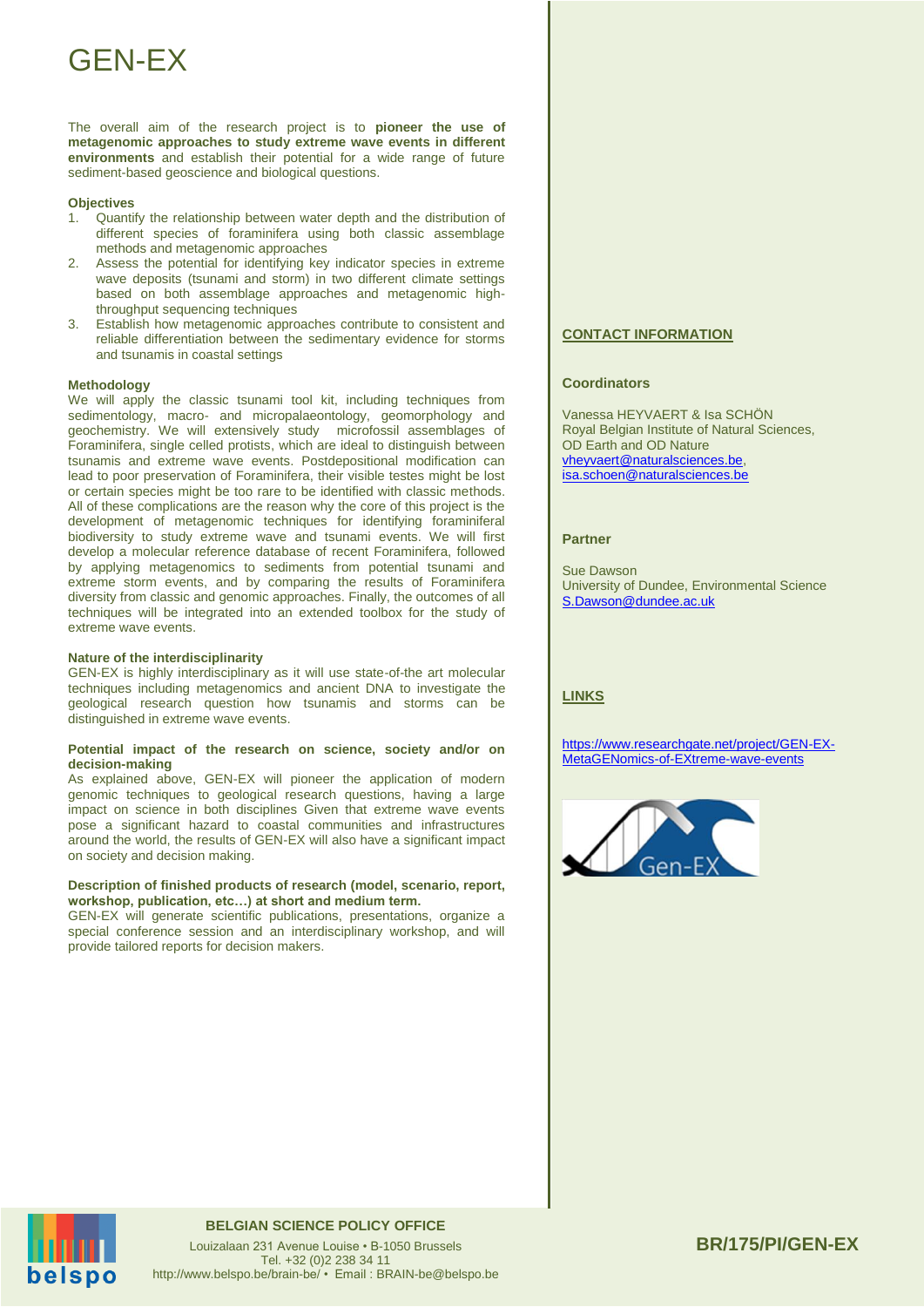# GEN-EX

The overall aim of the research project is to **pioneer the use of metagenomic approaches to study extreme wave events in different environments** and establish their potential for a wide range of future sediment-based geoscience and biological questions.

**Objectives**

1. Quantify the relationship between water depth and the distribution of different species of foraminifera using both classic assemblage methods and metagenomic approaches
2. Assess the potential for identifying key indicator species in extreme wave deposits (tsunami and storm) in two different climate settings based on both assemblage approaches and metagenomic high-throughput sequencing techniques
3. Establish how metagenomic approaches contribute to consistent and reliable differentiation between the sedimentary evidence for storms and tsunamis in coastal settings

**Methodology**

We will apply the classic tsunami tool kit, including techniques from sedimentology, macro- and micropalaeontology, geomorphology and geochemistry. We will extensively study microfossil assemblages of Foraminifera, single celled protists, which are ideal to distinguish between tsunamis and extreme wave events. Postdepositional modification can lead to poor preservation of Foraminifera, their visible testes might be lost or certain species might be too rare to be identified with classic methods. All of these complications are the reason why the core of this project is the development of metagenomic techniques for identifying foraminiferal biodiversity to study extreme wave and tsunami events. We will first develop a molecular reference database of recent Foraminifera, followed by applying metagenomics to sediments from potential tsunami and extreme storm events, and by comparing the results of Foraminifera diversity from classic and genomic approaches. Finally, the outcomes of all techniques will be integrated into an extended toolbox for the study of extreme wave events.

**Nature of the interdisciplinarity**

GEN-EX is highly interdisciplinary as it will use state-of-the art molecular techniques including metagenomics and ancient DNA to investigate the geological research question how tsunamis and storms can be distinguished in extreme wave events.

**Potential impact of the research on science, society and/or on decision-making**

As explained above, GEN-EX will pioneer the application of modern genomic techniques to geological research questions, having a large impact on science in both disciplines Given that extreme wave events pose a significant hazard to coastal communities and infrastructures around the world, the results of GEN-EX will also have a significant impact on society and decision making.

**Description of finished products of research (model, scenario, report, workshop, publication, etc…) at short and medium term.**

GEN-EX will generate scientific publications, presentations, organize a special conference session and an interdisciplinary workshop, and will provide tailored reports for decision makers.

**CONTACT INFORMATION**

**Coordinators**

Vanessa HEYVAERT & Isa SCHÖN
Royal Belgian Institute of Natural Sciences,
OD Earth and OD Nature
vheyvaert@naturalsciences.be,
isa.schoen@naturalsciences.be

**Partner**

Sue Dawson
University of Dundee, Environmental Science
S.Dawson@dundee.ac.uk

**LINKS**

https://www.researchgate.net/project/GEN-EX-MetaGENomics-of-EXtreme-wave-events

Gen-EX

**BELGIAN SCIENCE POLICY OFFICE**
Louizalaan 231 Avenue Louise • B-1050 Brussels
Tel. +32 (0)2 238 34 11
http://www.belspo.be/brain-be/ • Email : BRAIN-be@belspo.be

**BR/175/PI/GEN-EX**